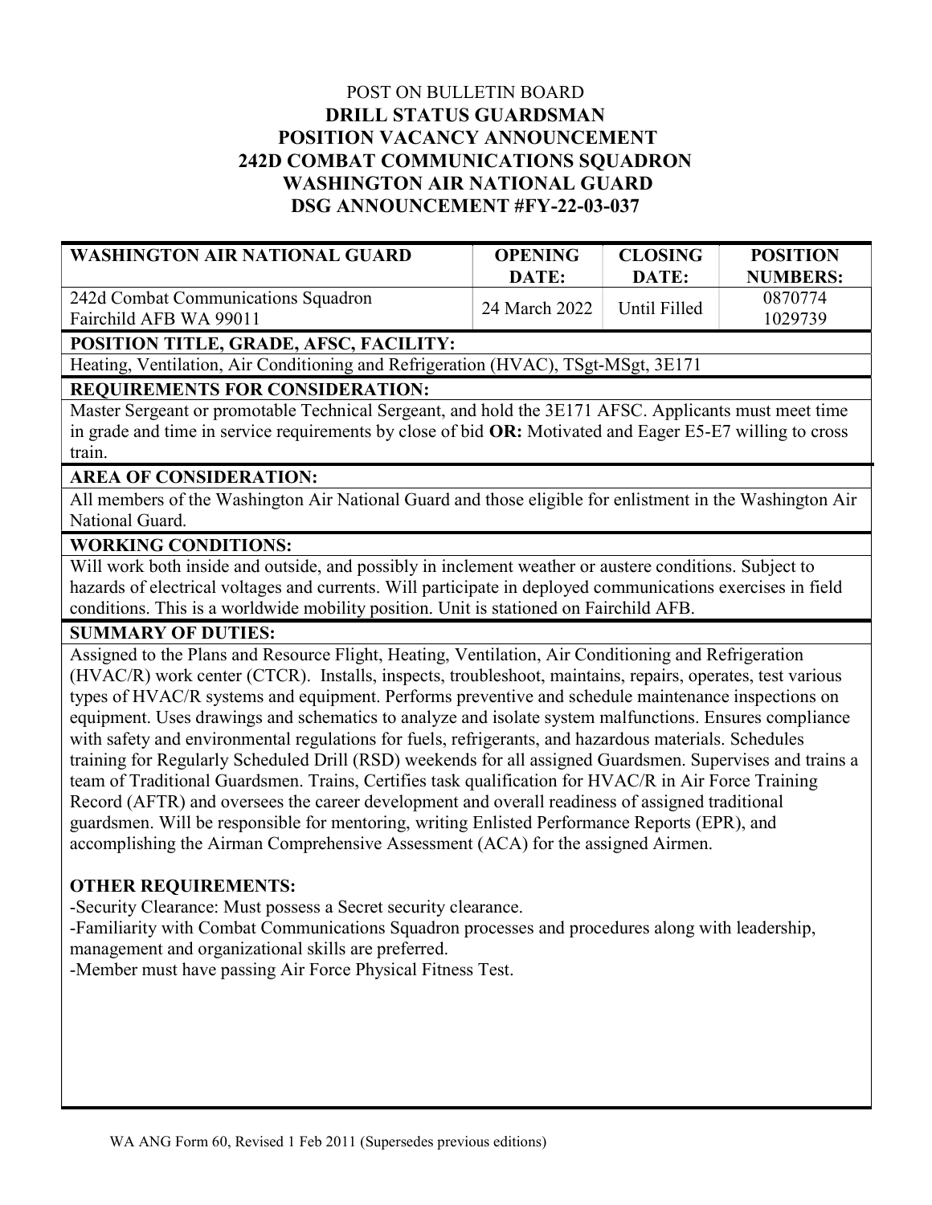POST ON BULLETIN BOARD

**DRILL STATUS GUARDSMAN**
**POSITION VACANCY ANNOUNCEMENT**
**242D COMBAT COMMUNICATIONS SQUADRON**
**WASHINGTON AIR NATIONAL GUARD**
**DSG ANNOUNCEMENT #FY-22-03-037**

| WASHINGTON AIR NATIONAL GUARD | OPENING DATE: | CLOSING DATE: | POSITION NUMBERS: |
|---|---|---|---|
| 242d Combat Communications Squadron<br>Fairchild AFB WA 99011 | 24 March 2022 | Until Filled | 0870774<br>1029739 |

**POSITION TITLE, GRADE, AFSC, FACILITY:**

Heating, Ventilation, Air Conditioning and Refrigeration (HVAC), TSgt-MSgt, 3E171

**REQUIREMENTS FOR CONSIDERATION:**

Master Sergeant or promotable Technical Sergeant, and hold the 3E171 AFSC. Applicants must meet time in grade and time in service requirements by close of bid **OR:** Motivated and Eager E5-E7 willing to cross train.

**AREA OF CONSIDERATION:**

All members of the Washington Air National Guard and those eligible for enlistment in the Washington Air National Guard.

**WORKING CONDITIONS:**

Will work both inside and outside, and possibly in inclement weather or austere conditions. Subject to hazards of electrical voltages and currents. Will participate in deployed communications exercises in field conditions. This is a worldwide mobility position. Unit is stationed on Fairchild AFB.

**SUMMARY OF DUTIES:**

Assigned to the Plans and Resource Flight, Heating, Ventilation, Air Conditioning and Refrigeration (HVAC/R) work center (CTCR). Installs, inspects, troubleshoot, maintains, repairs, operates, test various types of HVAC/R systems and equipment. Performs preventive and schedule maintenance inspections on equipment. Uses drawings and schematics to analyze and isolate system malfunctions. Ensures compliance with safety and environmental regulations for fuels, refrigerants, and hazardous materials. Schedules training for Regularly Scheduled Drill (RSD) weekends for all assigned Guardsmen. Supervises and trains a team of Traditional Guardsmen. Trains, Certifies task qualification for HVAC/R in Air Force Training Record (AFTR) and oversees the career development and overall readiness of assigned traditional guardsmen. Will be responsible for mentoring, writing Enlisted Performance Reports (EPR), and accomplishing the Airman Comprehensive Assessment (ACA) for the assigned Airmen.

**OTHER REQUIREMENTS:**

-Security Clearance: Must possess a Secret security clearance.
-Familiarity with Combat Communications Squadron processes and procedures along with leadership, management and organizational skills are preferred.
-Member must have passing Air Force Physical Fitness Test.

WA ANG Form 60, Revised 1 Feb 2011 (Supersedes previous editions)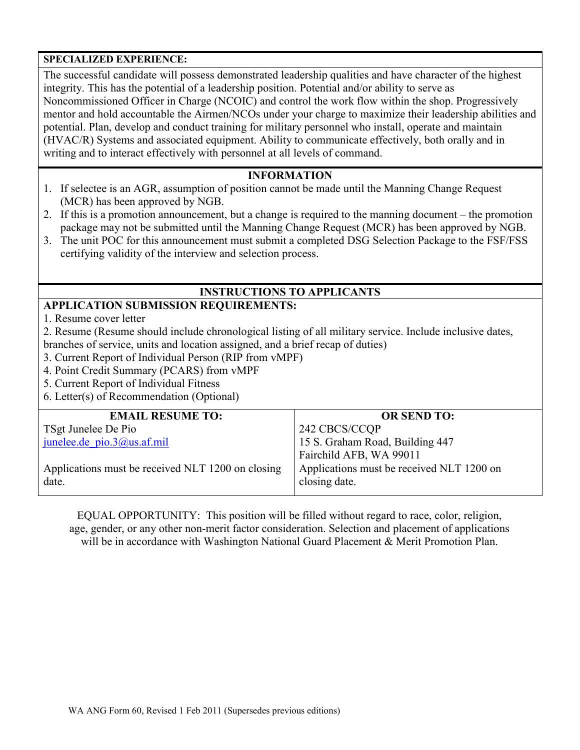**SPECIALIZED EXPERIENCE:**

The successful candidate will possess demonstrated leadership qualities and have character of the highest integrity. This has the potential of a leadership position. Potential and/or ability to serve as Noncommissioned Officer in Charge (NCOIC) and control the work flow within the shop. Progressively mentor and hold accountable the Airmen/NCOs under your charge to maximize their leadership abilities and potential. Plan, develop and conduct training for military personnel who install, operate and maintain (HVAC/R) Systems and associated equipment. Ability to communicate effectively, both orally and in writing and to interact effectively with personnel at all levels of command.

## INFORMATION

1. If selectee is an AGR, assumption of position cannot be made until the Manning Change Request (MCR) has been approved by NGB.
2. If this is a promotion announcement, but a change is required to the manning document – the promotion package may not be submitted until the Manning Change Request (MCR) has been approved by NGB.
3. The unit POC for this announcement must submit a completed DSG Selection Package to the FSF/FSS certifying validity of the interview and selection process.

## INSTRUCTIONS TO APPLICANTS

**APPLICATION SUBMISSION REQUIREMENTS:**

1. Resume cover letter
2. Resume (Resume should include chronological listing of all military service. Include inclusive dates, branches of service, units and location assigned, and a brief recap of duties)
3. Current Report of Individual Person (RIP from vMPF)
4. Point Credit Summary (PCARS) from vMPF
5. Current Report of Individual Fitness
6. Letter(s) of Recommendation (Optional)

| EMAIL RESUME TO: | OR SEND TO: |
|---|---|
| TSgt Junelee De Pio<br>junelee.de_pio.3@us.af.mil | 242 CBCS/CCQP<br>15 S. Graham Road, Building 447<br>Fairchild AFB, WA 99011 |
| Applications must be received NLT 1200 on closing date. | Applications must be received NLT 1200 on closing date. |

EQUAL OPPORTUNITY: This position will be filled without regard to race, color, religion, age, gender, or any other non-merit factor consideration. Selection and placement of applications will be in accordance with Washington National Guard Placement & Merit Promotion Plan.

WA ANG Form 60, Revised 1 Feb 2011 (Supersedes previous editions)